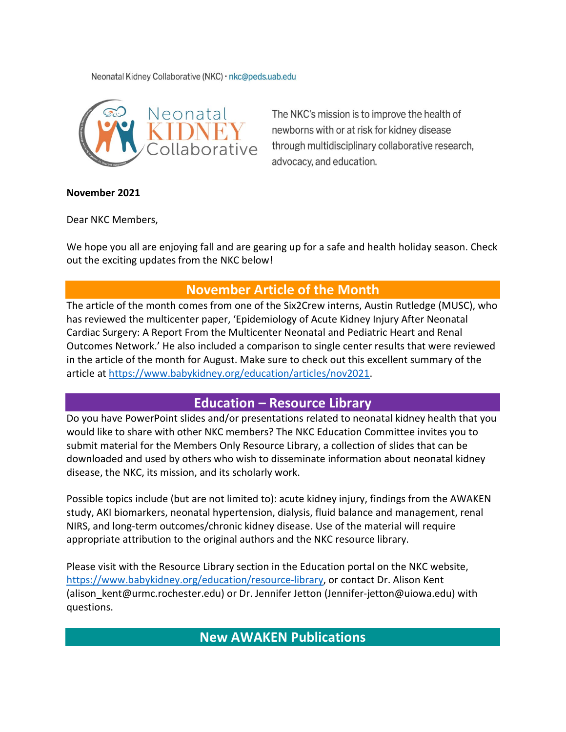Neonatal Kidney Collaborative (NKC) · nkc@peds.uab.edu

The NKC's mission is to improve the health of newborns with or at risk for kidney disease through multidisciplinary collaborative research, advocacy, and education.

**November 2021**

Dear NKC Members,

We hope you all are enjoying fall and are gearing up for a safe and health holiday season. Check out the exciting updates from the NKC below!

## November Article of the Month

The article of the month comes from one of the Six2Crew interns, Austin Rutledge (MUSC), who has reviewed the multicenter paper, 'Epidemiology of Acute Kidney Injury After Neonatal Cardiac Surgery: A Report From the Multicenter Neonatal and Pediatric Heart and Renal Outcomes Network.' He also included a comparison to single center results that were reviewed in the article of the month for August. Make sure to check out this excellent summary of the article at https://www.babykidney.org/education/articles/nov2021.

## Education – Resource Library

Do you have PowerPoint slides and/or presentations related to neonatal kidney health that you would like to share with other NKC members? The NKC Education Committee invites you to submit material for the Members Only Resource Library, a collection of slides that can be downloaded and used by others who wish to disseminate information about neonatal kidney disease, the NKC, its mission, and its scholarly work.

Possible topics include (but are not limited to): acute kidney injury, findings from the AWAKEN study, AKI biomarkers, neonatal hypertension, dialysis, fluid balance and management, renal NIRS, and long-term outcomes/chronic kidney disease. Use of the material will require appropriate attribution to the original authors and the NKC resource library.

Please visit with the Resource Library section in the Education portal on the NKC website, https://www.babykidney.org/education/resource-library, or contact Dr. Alison Kent (alison_kent@urmc.rochester.edu) or Dr. Jennifer Jetton (Jennifer-jetton@uiowa.edu) with questions.

## New AWAKEN Publications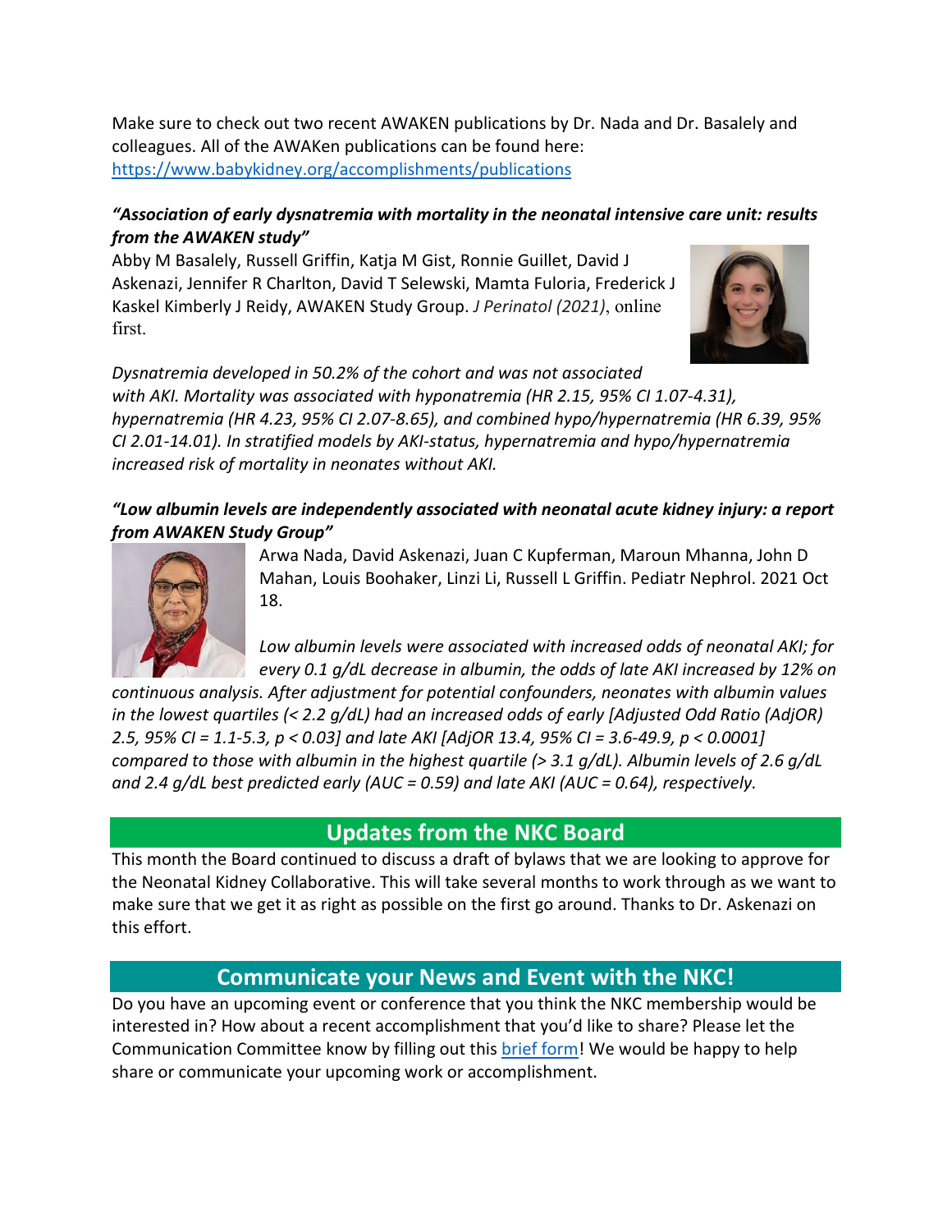Make sure to check out two recent AWAKEN publications by Dr. Nada and Dr. Basalely and colleagues. All of the AWAKen publications can be found here: https://www.babykidney.org/accomplishments/publications

***"Association of early dysnatremia with mortality in the neonatal intensive care unit: results from the AWAKEN study"***

Abby M Basalely, Russell Griffin, Katja M Gist, Ronnie Guillet, David J Askenazi, Jennifer R Charlton, David T Selewski, Mamta Fuloria, Frederick J Kaskel Kimberly J Reidy, AWAKEN Study Group. *J Perinatol (2021)*, online first.

*Dysnatremia developed in 50.2% of the cohort and was not associated with AKI. Mortality was associated with hyponatremia (HR 2.15, 95% CI 1.07-4.31), hypernatremia (HR 4.23, 95% CI 2.07-8.65), and combined hypo/hypernatremia (HR 6.39, 95% CI 2.01-14.01). In stratified models by AKI-status, hypernatremia and hypo/hypernatremia increased risk of mortality in neonates without AKI.*

***"Low albumin levels are independently associated with neonatal acute kidney injury: a report from AWAKEN Study Group"***

Arwa Nada, David Askenazi, Juan C Kupferman, Maroun Mhanna, John D Mahan, Louis Boohaker, Linzi Li, Russell L Griffin. Pediatr Nephrol. 2021 Oct 18.

*Low albumin levels were associated with increased odds of neonatal AKI; for every 0.1 g/dL decrease in albumin, the odds of late AKI increased by 12% on continuous analysis. After adjustment for potential confounders, neonates with albumin values in the lowest quartiles (< 2.2 g/dL) had an increased odds of early [Adjusted Odd Ratio (AdjOR) 2.5, 95% CI = 1.1-5.3, p < 0.03] and late AKI [AdjOR 13.4, 95% CI = 3.6-49.9, p < 0.0001] compared to those with albumin in the highest quartile (> 3.1 g/dL). Albumin levels of 2.6 g/dL and 2.4 g/dL best predicted early (AUC = 0.59) and late AKI (AUC = 0.64), respectively.*

## Updates from the NKC Board

This month the Board continued to discuss a draft of bylaws that we are looking to approve for the Neonatal Kidney Collaborative. This will take several months to work through as we want to make sure that we get it as right as possible on the first go around. Thanks to Dr. Askenazi on this effort.

## Communicate your News and Event with the NKC!

Do you have an upcoming event or conference that you think the NKC membership would be interested in? How about a recent accomplishment that you'd like to share? Please let the Communication Committee know by filling out this brief form! We would be happy to help share or communicate your upcoming work or accomplishment.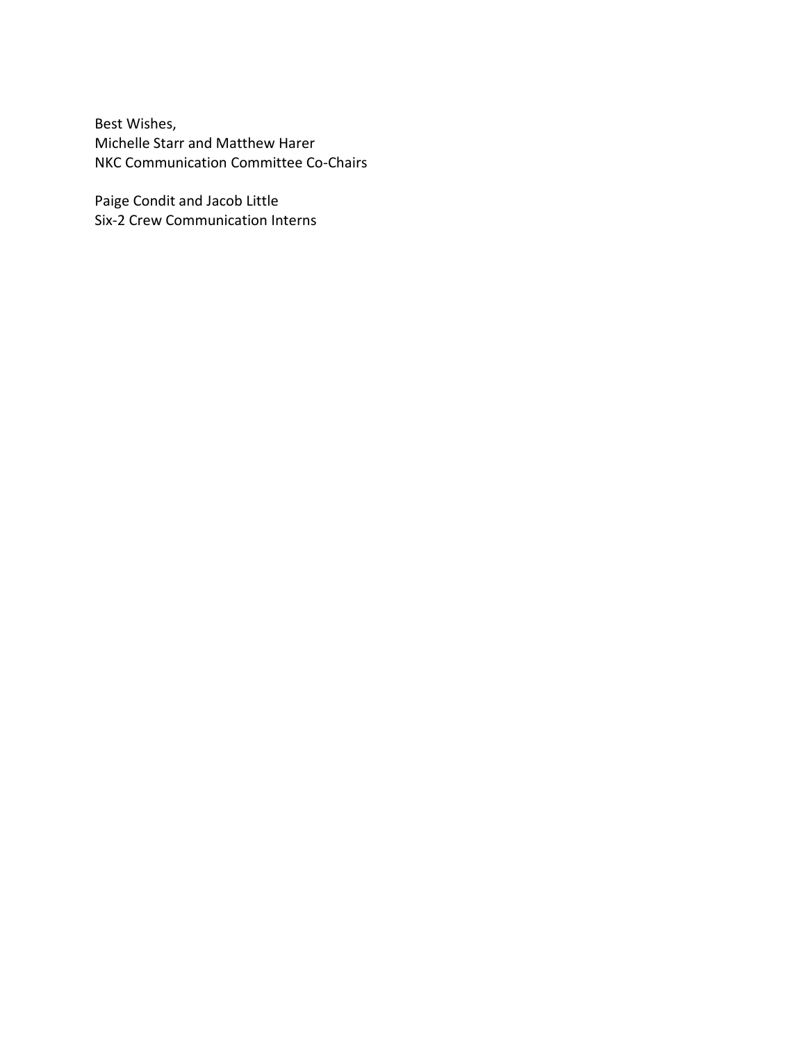Best Wishes,
Michelle Starr and Matthew Harer
NKC Communication Committee Co-Chairs

Paige Condit and Jacob Little
Six-2 Crew Communication Interns